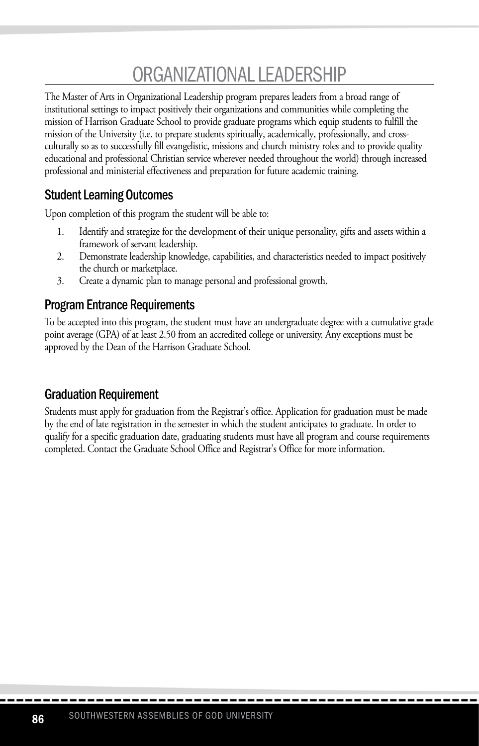# ORGANIZATIONAL LEADERSHIP

The Master of Arts in Organizational Leadership program prepares leaders from a broad range of institutional settings to impact positively their organizations and communities while completing the mission of Harrison Graduate School to provide graduate programs which equip students to fulfill the mission of the University (i.e. to prepare students spiritually, academically, professionally, and cross-culturally so as to successfully fill evangelistic, missions and church ministry roles and to provide quality educational and professional Christian service wherever needed throughout the world) through increased professional and ministerial effectiveness and preparation for future academic training.

## Student Learning Outcomes

Upon completion of this program the student will be able to:

1. Identify and strategize for the development of their unique personality, gifts and assets within a framework of servant leadership.
2. Demonstrate leadership knowledge, capabilities, and characteristics needed to impact positively the church or marketplace.
3. Create a dynamic plan to manage personal and professional growth.

## Program Entrance Requirements

To be accepted into this program, the student must have an undergraduate degree with a cumulative grade point average (GPA) of at least 2.50 from an accredited college or university. Any exceptions must be approved by the Dean of the Harrison Graduate School.

## Graduation Requirement

Students must apply for graduation from the Registrar's office. Application for graduation must be made by the end of late registration in the semester in which the student anticipates to graduate. In order to qualify for a specific graduation date, graduating students must have all program and course requirements completed. Contact the Graduate School Office and Registrar's Office for more information.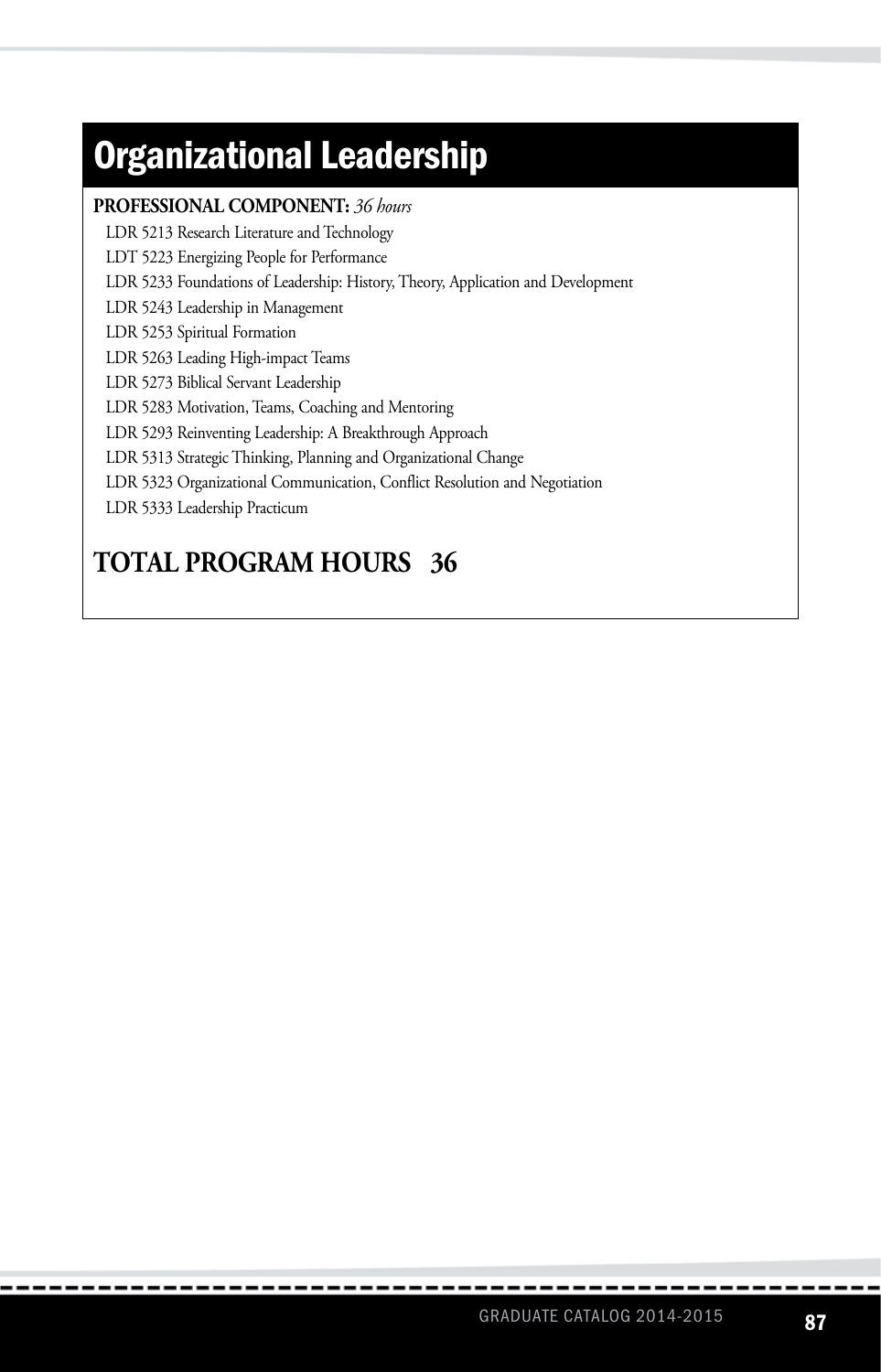# Organizational Leadership

**PROFESSIONAL COMPONENT:** *36 hours*

LDR 5213 Research Literature and Technology
LDT 5223 Energizing People for Performance
LDR 5233 Foundations of Leadership: History, Theory, Application and Development
LDR 5243 Leadership in Management
LDR 5253 Spiritual Formation
LDR 5263 Leading High-impact Teams
LDR 5273 Biblical Servant Leadership
LDR 5283 Motivation, Teams, Coaching and Mentoring
LDR 5293 Reinventing Leadership: A Breakthrough Approach
LDR 5313 Strategic Thinking, Planning and Organizational Change
LDR 5323 Organizational Communication, Conflict Resolution and Negotiation
LDR 5333 Leadership Practicum

## TOTAL PROGRAM HOURS 36